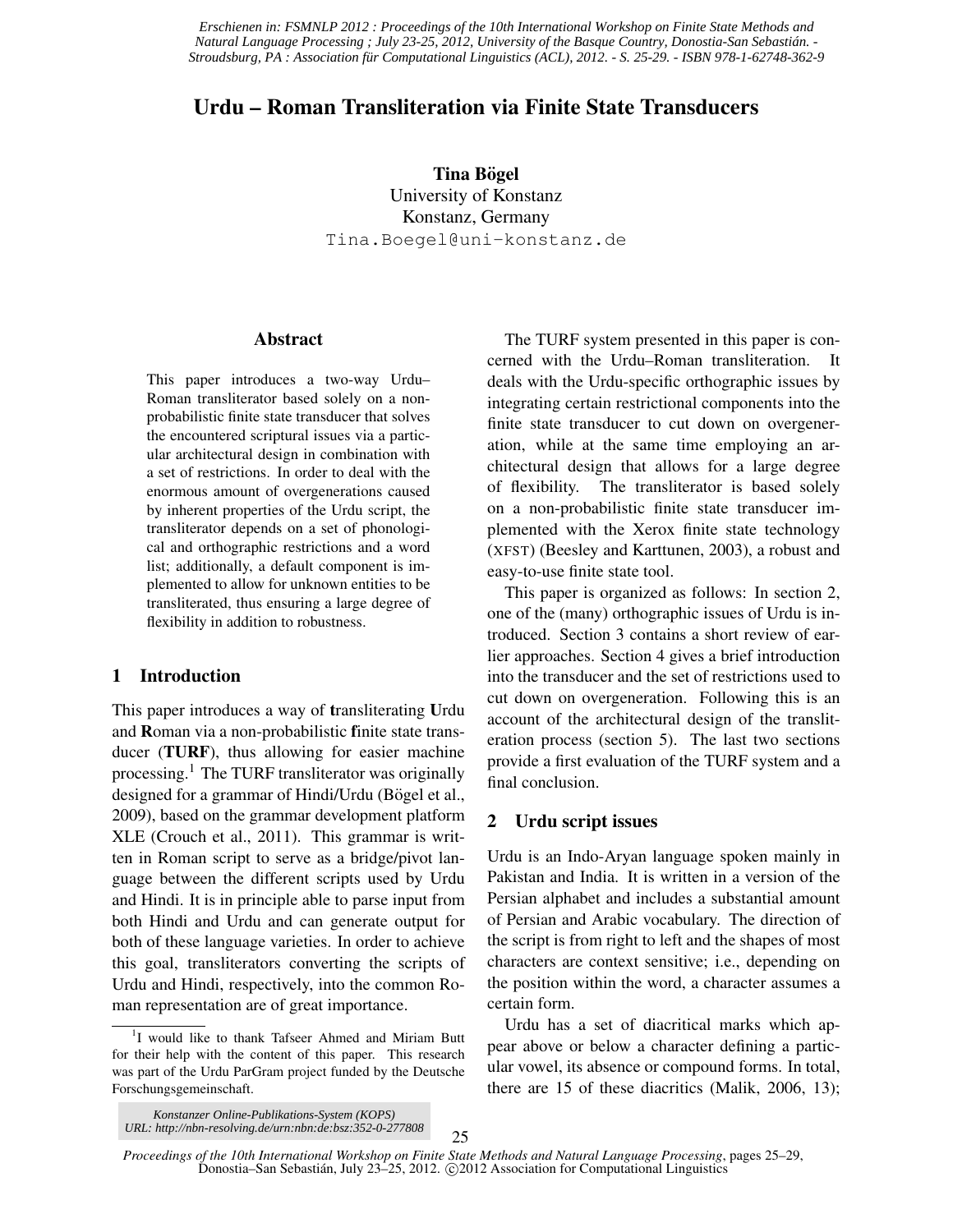Erschienen in: FSMNLP 2012 : Proceedings of the 10th International Workshop on Finite State Methods and Natural Language Processing ; July 23-25, 2012, University of the Basque Country, Donostia-San Sebastián. - Stroudsburg, PA : Association für Computational Linguistics (ACL), 2012. - S. 25-29. - ISBN 978-1-62748-362-9

# Urdu – Roman Transliteration via Finite State Transducers

**Tina Bögel**
University of Konstanz
Konstanz, Germany
Tina.Boegel@uni-konstanz.de

## Abstract

This paper introduces a two-way Urdu–Roman transliterator based solely on a non-probabilistic finite state transducer that solves the encountered scriptural issues via a particular architectural design in combination with a set of restrictions. In order to deal with the enormous amount of overgenerations caused by inherent properties of the Urdu script, the transliterator depends on a set of phonological and orthographic restrictions and a word list; additionally, a default component is implemented to allow for unknown entities to be transliterated, thus ensuring a large degree of flexibility in addition to robustness.

## 1 Introduction

This paper introduces a way of **t**ransliterating **U**rdu and **R**oman via a non-probabilistic **f**inite state transducer (**TURF**), thus allowing for easier machine processing.[1] The TURF transliterator was originally designed for a grammar of Hindi/Urdu (Bögel et al., 2009), based on the grammar development platform XLE (Crouch et al., 2011). This grammar is written in Roman script to serve as a bridge/pivot language between the different scripts used by Urdu and Hindi. It is in principle able to parse input from both Hindi and Urdu and can generate output for both of these language varieties. In order to achieve this goal, transliterators converting the scripts of Urdu and Hindi, respectively, into the common Roman representation are of great importance.

The TURF system presented in this paper is concerned with the Urdu–Roman transliteration. It deals with the Urdu-specific orthographic issues by integrating certain restrictional components into the finite state transducer to cut down on overgeneration, while at the same time employing an architectural design that allows for a large degree of flexibility. The transliterator is based solely on a non-probabilistic finite state transducer implemented with the Xerox finite state technology (XFST) (Beesley and Karttunen, 2003), a robust and easy-to-use finite state tool.

This paper is organized as follows: In section 2, one of the (many) orthographic issues of Urdu is introduced. Section 3 contains a short review of earlier approaches. Section 4 gives a brief introduction into the transducer and the set of restrictions used to cut down on overgeneration. Following this is an account of the architectural design of the transliteration process (section 5). The last two sections provide a first evaluation of the TURF system and a final conclusion.

## 2 Urdu script issues

Urdu is an Indo-Aryan language spoken mainly in Pakistan and India. It is written in a version of the Persian alphabet and includes a substantial amount of Persian and Arabic vocabulary. The direction of the script is from right to left and the shapes of most characters are context sensitive; i.e., depending on the position within the word, a character assumes a certain form.

Urdu has a set of diacritical marks which appear above or below a character defining a particular vowel, its absence or compound forms. In total, there are 15 of these diacritics (Malik, 2006, 13);

[1] I would like to thank Tafseer Ahmed and Miriam Butt for their help with the content of this paper. This research was part of the Urdu ParGram project funded by the Deutsche Forschungsgemeinschaft.

Konstanzer Online-Publikations-System (KOPS)
URL: http://nbn-resolving.de/urn:nbn:de:bsz:352-0-277808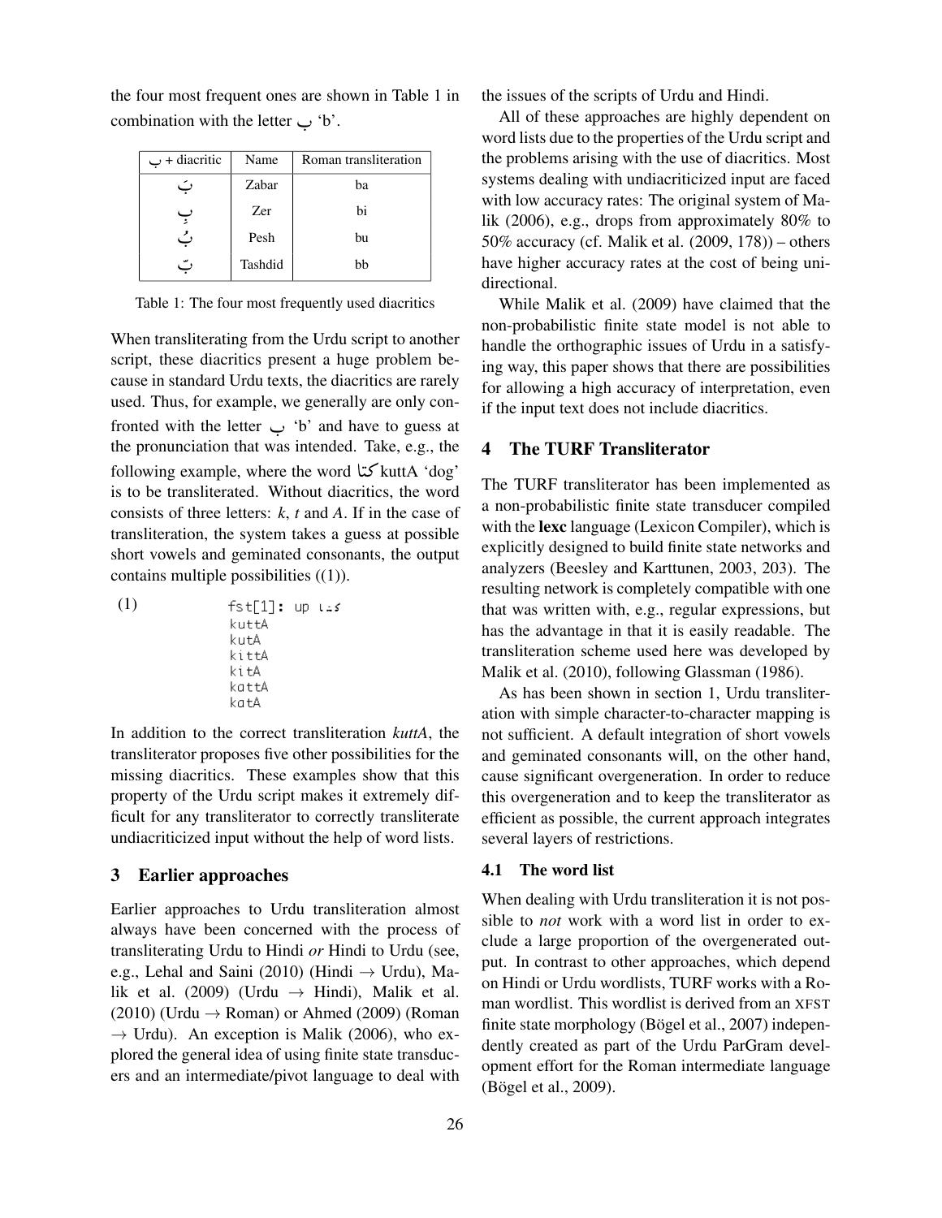the four most frequent ones are shown in Table 1 in combination with the letter ب 'b'.

| ب + diacritic | Name | Roman transliteration |
|---|---|---|
| بَ | Zabar | ba |
| بِ | Zer | bi |
| بُ | Pesh | bu |
| بّ | Tashdid | bb |

Table 1: The four most frequently used diacritics

When transliterating from the Urdu script to another script, these diacritics present a huge problem because in standard Urdu texts, the diacritics are rarely used. Thus, for example, we generally are only confronted with the letter ب 'b' and have to guess at the pronunciation that was intended. Take, e.g., the following example, where the word کتا kuttA 'dog' is to be transliterated. Without diacritics, the word consists of three letters: *k*, *t* and *A*. If in the case of transliteration, the system takes a guess at possible short vowels and geminated consonants, the output contains multiple possibilities ((1)).

(1)
```
fst[1]: up کتا
kuttA
kutA
kittA
kitA
kattA
katA
```

In addition to the correct transliteration *kuttA*, the transliterator proposes five other possibilities for the missing diacritics. These examples show that this property of the Urdu script makes it extremely difficult for any transliterator to correctly transliterate undiacriticized input without the help of word lists.

## 3 Earlier approaches

Earlier approaches to Urdu transliteration almost always have been concerned with the process of transliterating Urdu to Hindi *or* Hindi to Urdu (see, e.g., Lehal and Saini (2010) (Hindi → Urdu), Malik et al. (2009) (Urdu → Hindi), Malik et al. (2010) (Urdu → Roman) or Ahmed (2009) (Roman → Urdu). An exception is Malik (2006), who explored the general idea of using finite state transducers and an intermediate/pivot language to deal with the issues of the scripts of Urdu and Hindi.

All of these approaches are highly dependent on word lists due to the properties of the Urdu script and the problems arising with the use of diacritics. Most systems dealing with undiacriticized input are faced with low accuracy rates: The original system of Malik (2006), e.g., drops from approximately 80% to 50% accuracy (cf. Malik et al. (2009, 178)) – others have higher accuracy rates at the cost of being unidirectional.

While Malik et al. (2009) have claimed that the non-probabilistic finite state model is not able to handle the orthographic issues of Urdu in a satisfying way, this paper shows that there are possibilities for allowing a high accuracy of interpretation, even if the input text does not include diacritics.

## 4 The TURF Transliterator

The TURF transliterator has been implemented as a non-probabilistic finite state transducer compiled with the **lexc** language (Lexicon Compiler), which is explicitly designed to build finite state networks and analyzers (Beesley and Karttunen, 2003, 203). The resulting network is completely compatible with one that was written with, e.g., regular expressions, but has the advantage in that it is easily readable. The transliteration scheme used here was developed by Malik et al. (2010), following Glassman (1986).

As has been shown in section 1, Urdu transliteration with simple character-to-character mapping is not sufficient. A default integration of short vowels and geminated consonants will, on the other hand, cause significant overgeneration. In order to reduce this overgeneration and to keep the transliterator as efficient as possible, the current approach integrates several layers of restrictions.

### 4.1 The word list

When dealing with Urdu transliteration it is not possible to *not* work with a word list in order to exclude a large proportion of the overgenerated output. In contrast to other approaches, which depend on Hindi or Urdu wordlists, TURF works with a Roman wordlist. This wordlist is derived from an XFST finite state morphology (Bögel et al., 2007) independently created as part of the Urdu ParGram development effort for the Roman intermediate language (Bögel et al., 2009).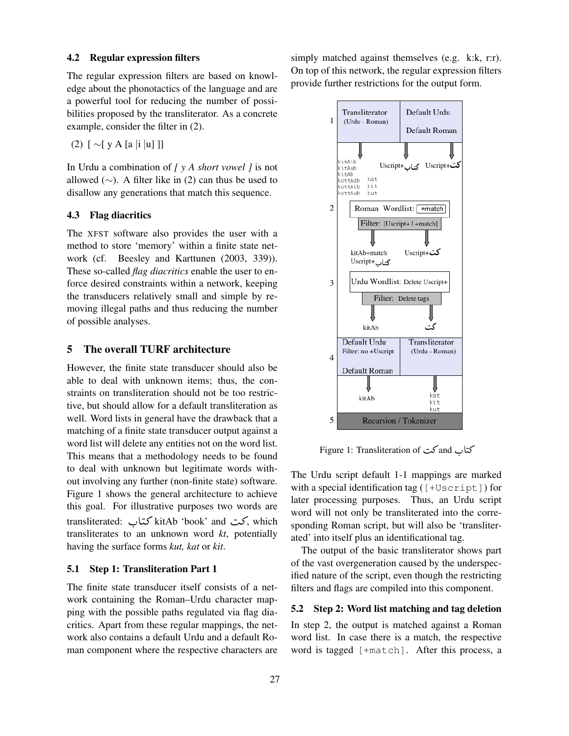### 4.2 Regular expression filters

The regular expression filters are based on knowledge about the phonotactics of the language and are a powerful tool for reducing the number of possibilities proposed by the transliterator. As a concrete example, consider the filter in (2).

(2) [ ~[ y A [a |i |u] ]]

In Urdu a combination of *[ y A short vowel ]* is not allowed (~). A filter like in (2) can thus be used to disallow any generations that match this sequence.

### 4.3 Flag diacritics

The XFST software also provides the user with a method to store 'memory' within a finite state network (cf. Beesley and Karttunen (2003, 339)). These so-called *flag diacritics* enable the user to enforce desired constraints within a network, keeping the transducers relatively small and simple by removing illegal paths and thus reducing the number of possible analyses.

## 5 The overall TURF architecture

However, the finite state transducer should also be able to deal with unknown items; thus, the constraints on transliteration should not be too restrictive, but should allow for a default transliteration as well. Word lists in general have the drawback that a matching of a finite state transducer output against a word list will delete any entities not on the word list. This means that a methodology needs to be found to deal with unknown but legitimate words without involving any further (non-finite state) software. Figure 1 shows the general architecture to achieve this goal. For illustrative purposes two words are transliterated: كتاب kitAb 'book' and كت, which transliterates to an unknown word *kt*, potentially having the surface forms *kut, kat* or *kit*.

### 5.1 Step 1: Transliteration Part 1

The finite state transducer itself consists of a network containing the Roman–Urdu character mapping with the possible paths regulated via flag diacritics. Apart from these regular mappings, the network also contains a default Urdu and a default Roman component where the respective characters are simply matched against themselves (e.g. k:k, r:r). On top of this network, the regular expression filters provide further restrictions for the output form.

| | | |
|---|---|---|
| 1 | Transliterator (Urdu - Roman) | Default Urdu / Default Roman |
| | kitAib, kitAub, kitAb, kottAob, kottAib, kottAub, kat, kit, kut | Uscript+كتاب, Uscript+كت |
| 2 | Roman Wordlist: +match; Filter: [Uscript+ \| +match] | |
| | kitAb+match, Uscript+كتاب | Uscript+كت |
| 3 | Urdu Wordlist: Delete Uscript+; Filter: Delete tags | |
| | kitAb | كت |
| 4 | Default Urdu, Filter: no +Uscript, Default Roman | Transliterator (Urdu - Roman) |
| | kitAb | kat, kit, kut |
| 5 | Recursion / Tokenizer | |

Figure 1: Transliteration of كت and كتاب

The Urdu script default 1-1 mappings are marked with a special identification tag (`[+Uscript]`) for later processing purposes. Thus, an Urdu script word will not only be transliterated into the corresponding Roman script, but will also be 'transliterated' into itself plus an identificational tag.

The output of the basic transliterator shows part of the vast overgeneration caused by the underspecified nature of the script, even though the restricting filters and flags are compiled into this component.

### 5.2 Step 2: Word list matching and tag deletion

In step 2, the output is matched against a Roman word list. In case there is a match, the respective word is tagged `[+match]`. After this process, a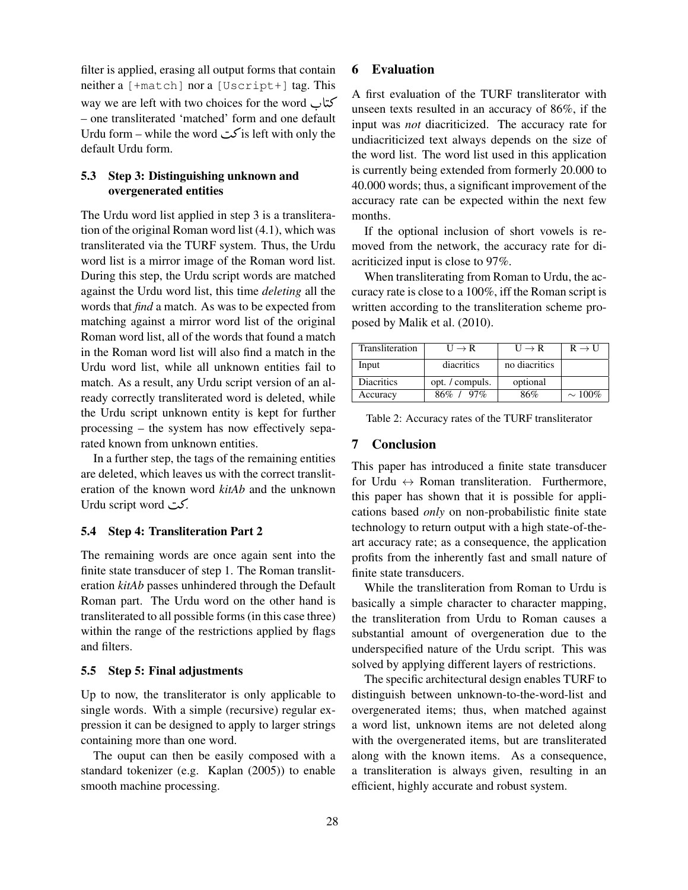filter is applied, erasing all output forms that contain neither a [+match] nor a [Uscript+] tag. This way we are left with two choices for the word كتاب – one transliterated 'matched' form and one default Urdu form – while the word کت is left with only the default Urdu form.

### 5.3 Step 3: Distinguishing unknown and overgenerated entities

The Urdu word list applied in step 3 is a transliteration of the original Roman word list (4.1), which was transliterated via the TURF system. Thus, the Urdu word list is a mirror image of the Roman word list. During this step, the Urdu script words are matched against the Urdu word list, this time *deleting* all the words that ***find*** a match. As was to be expected from matching against a mirror word list of the original Roman word list, all of the words that found a match in the Roman word list will also find a match in the Urdu word list, while all unknown entities fail to match. As a result, any Urdu script version of an already correctly transliterated word is deleted, while the Urdu script unknown entity is kept for further processing – the system has now effectively separated known from unknown entities.

In a further step, the tags of the remaining entities are deleted, which leaves us with the correct transliteration of the known word *kitAb* and the unknown Urdu script word کت.

### 5.4 Step 4: Transliteration Part 2

The remaining words are once again sent into the finite state transducer of step 1. The Roman transliteration *kitAb* passes unhindered through the Default Roman part. The Urdu word on the other hand is transliterated to all possible forms (in this case three) within the range of the restrictions applied by flags and filters.

### 5.5 Step 5: Final adjustments

Up to now, the transliterator is only applicable to single words. With a simple (recursive) regular expression it can be designed to apply to larger strings containing more than one word.

The ouput can then be easily composed with a standard tokenizer (e.g. Kaplan (2005)) to enable smooth machine processing.

## 6 Evaluation

A first evaluation of the TURF transliterator with unseen texts resulted in an accuracy of 86%, if the input was *not* diacriticized. The accuracy rate for undiacriticized text always depends on the size of the word list. The word list used in this application is currently being extended from formerly 20.000 to 40.000 words; thus, a significant improvement of the accuracy rate can be expected within the next few months.

If the optional inclusion of short vowels is removed from the network, the accuracy rate for diacriticized input is close to 97%.

When transliterating from Roman to Urdu, the accuracy rate is close to a 100%, iff the Roman script is written according to the transliteration scheme proposed by Malik et al. (2010).

| Transliteration | U → R | U → R | R → U |
|---|---|---|---|
| Input | diacritics | no diacritics | |
| Diacritics | opt. / compuls. | optional | |
| Accuracy | 86% / 97% | 86% | ∼ 100% |

Table 2: Accuracy rates of the TURF transliterator

## 7 Conclusion

This paper has introduced a finite state transducer for Urdu ↔ Roman transliteration. Furthermore, this paper has shown that it is possible for applications based *only* on non-probabilistic finite state technology to return output with a high state-of-the-art accuracy rate; as a consequence, the application profits from the inherently fast and small nature of finite state transducers.

While the transliteration from Roman to Urdu is basically a simple character to character mapping, the transliteration from Urdu to Roman causes a substantial amount of overgeneration due to the underspecified nature of the Urdu script. This was solved by applying different layers of restrictions.

The specific architectural design enables TURF to distinguish between unknown-to-the-word-list and overgenerated items; thus, when matched against a word list, unknown items are not deleted along with the overgenerated items, but are transliterated along with the known items. As a consequence, a transliteration is always given, resulting in an efficient, highly accurate and robust system.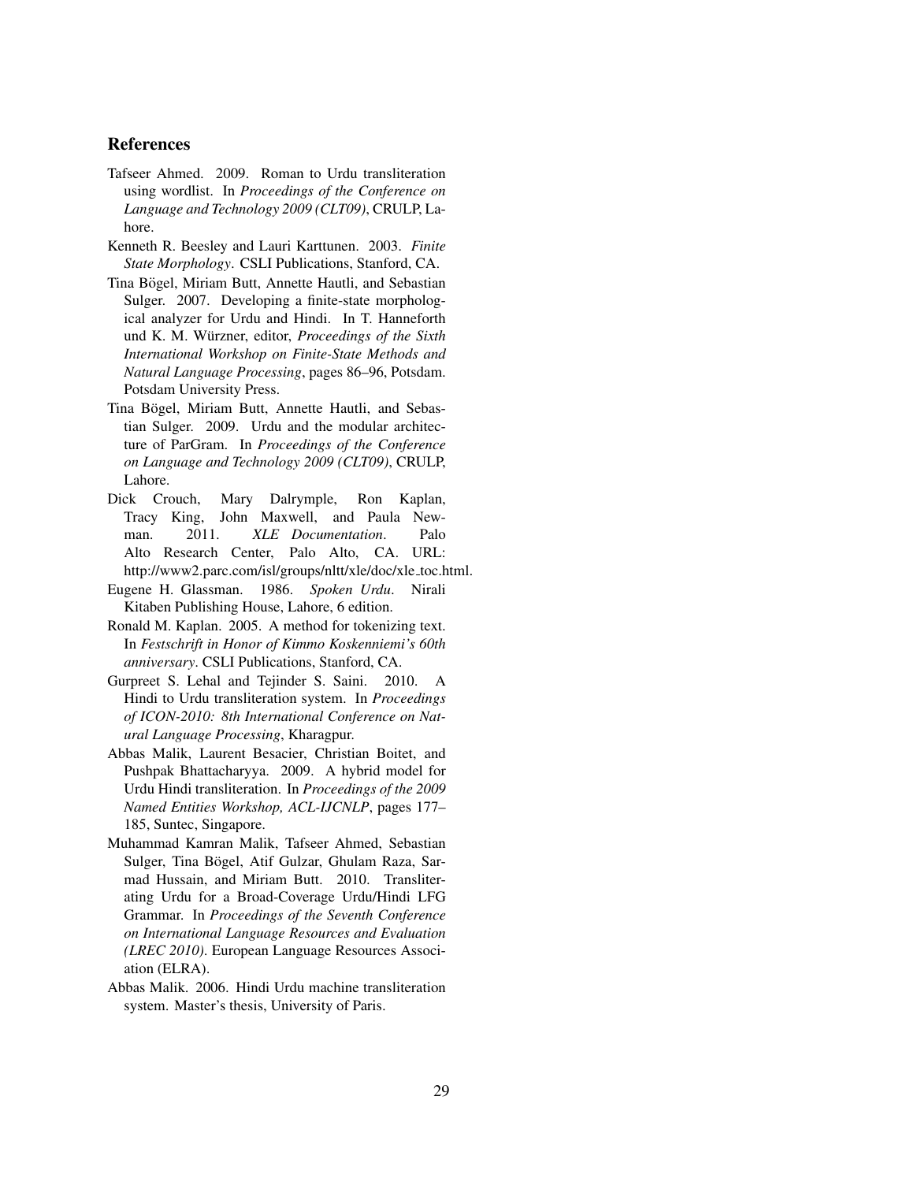## References

Tafseer Ahmed. 2009. Roman to Urdu transliteration using wordlist. In *Proceedings of the Conference on Language and Technology 2009 (CLT09)*, CRULP, Lahore.

Kenneth R. Beesley and Lauri Karttunen. 2003. *Finite State Morphology*. CSLI Publications, Stanford, CA.

Tina Bögel, Miriam Butt, Annette Hautli, and Sebastian Sulger. 2007. Developing a finite-state morphological analyzer for Urdu and Hindi. In T. Hanneforth und K. M. Würzner, editor, *Proceedings of the Sixth International Workshop on Finite-State Methods and Natural Language Processing*, pages 86–96, Potsdam. Potsdam University Press.

Tina Bögel, Miriam Butt, Annette Hautli, and Sebastian Sulger. 2009. Urdu and the modular architecture of ParGram. In *Proceedings of the Conference on Language and Technology 2009 (CLT09)*, CRULP, Lahore.

Dick Crouch, Mary Dalrymple, Ron Kaplan, Tracy King, John Maxwell, and Paula Newman. 2011. *XLE Documentation*. Palo Alto Research Center, Palo Alto, CA. URL: http://www2.parc.com/isl/groups/nltt/xle/doc/xle_toc.html.

Eugene H. Glassman. 1986. *Spoken Urdu*. Nirali Kitaben Publishing House, Lahore, 6 edition.

Ronald M. Kaplan. 2005. A method for tokenizing text. In *Festschrift in Honor of Kimmo Koskenniemi's 60th anniversary*. CSLI Publications, Stanford, CA.

Gurpreet S. Lehal and Tejinder S. Saini. 2010. A Hindi to Urdu transliteration system. In *Proceedings of ICON-2010: 8th International Conference on Natural Language Processing*, Kharagpur.

Abbas Malik, Laurent Besacier, Christian Boitet, and Pushpak Bhattacharyya. 2009. A hybrid model for Urdu Hindi transliteration. In *Proceedings of the 2009 Named Entities Workshop, ACL-IJCNLP*, pages 177–185, Suntec, Singapore.

Muhammad Kamran Malik, Tafseer Ahmed, Sebastian Sulger, Tina Bögel, Atif Gulzar, Ghulam Raza, Sarmad Hussain, and Miriam Butt. 2010. Transliterating Urdu for a Broad-Coverage Urdu/Hindi LFG Grammar. In *Proceedings of the Seventh Conference on International Language Resources and Evaluation (LREC 2010)*. European Language Resources Association (ELRA).

Abbas Malik. 2006. Hindi Urdu machine transliteration system. Master's thesis, University of Paris.